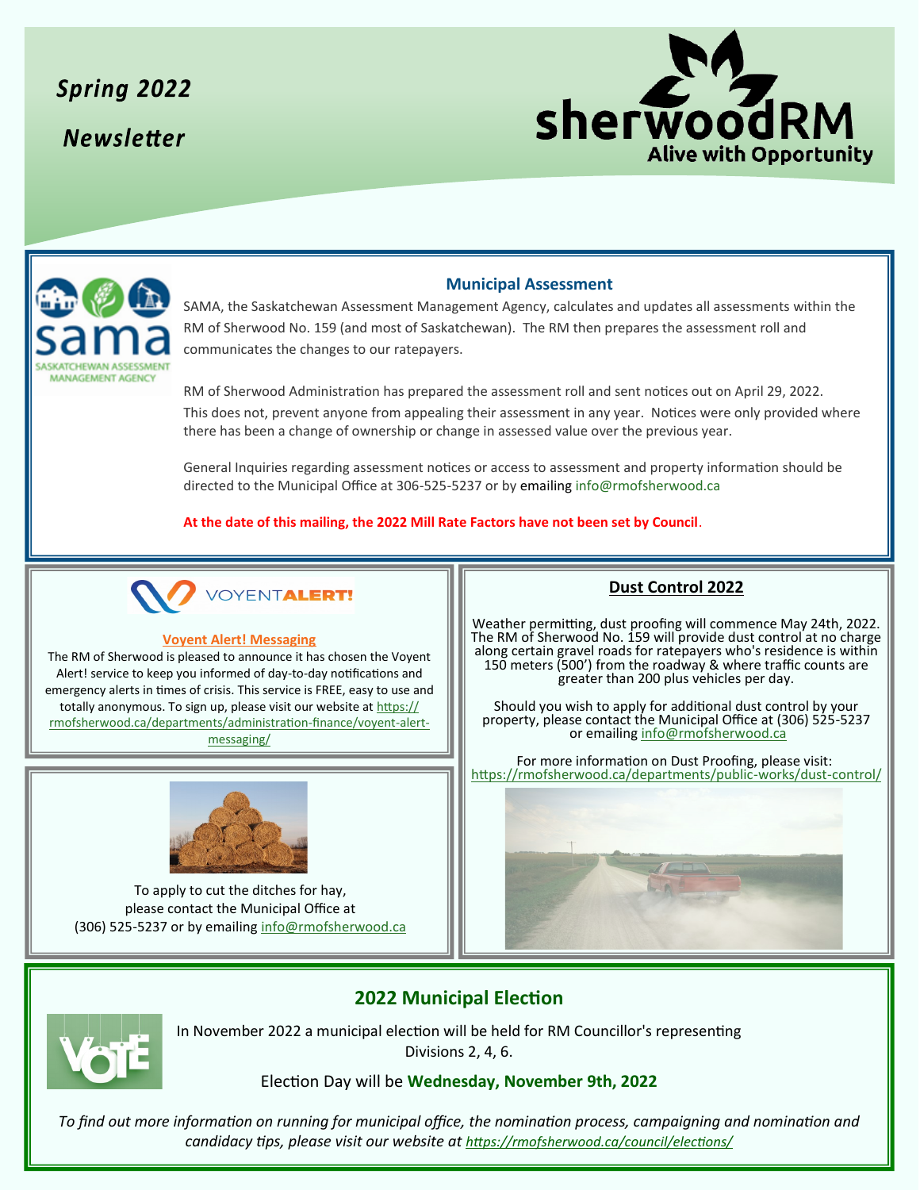# Spring 2022 Newsletter

sherwoodRM
Alive with Opportunity

## Municipal Assessment

SAMA, the Saskatchewan Assessment Management Agency, calculates and updates all assessments within the RM of Sherwood No. 159 (and most of Saskatchewan). The RM then prepares the assessment roll and communicates the changes to our ratepayers.

RM of Sherwood Administration has prepared the assessment roll and sent notices out on April 29, 2022. This does not, prevent anyone from appealing their assessment in any year. Notices were only provided where there has been a change of ownership or change in assessed value over the previous year.

General Inquiries regarding assessment notices or access to assessment and property information should be directed to the Municipal Office at 306-525-5237 or by emailing info@rmofsherwood.ca

**At the date of this mailing, the 2022 Mill Rate Factors have not been set by Council.**

## Voyent Alert! Messaging

The RM of Sherwood is pleased to announce it has chosen the Voyent Alert! service to keep you informed of day-to-day notifications and emergency alerts in times of crisis. This service is FREE, easy to use and totally anonymous. To sign up, please visit our website at https://rmofsherwood.ca/departments/administration-finance/voyent-alert-messaging/

To apply to cut the ditches for hay, please contact the Municipal Office at (306) 525-5237 or by emailing info@rmofsherwood.ca

## Dust Control 2022

Weather permitting, dust proofing will commence May 24th, 2022. The RM of Sherwood No. 159 will provide dust control at no charge along certain gravel roads for ratepayers who's residence is within 150 meters (500') from the roadway & where traffic counts are greater than 200 plus vehicles per day.

Should you wish to apply for additional dust control by your property, please contact the Municipal Office at (306) 525-5237 or emailing info@rmofsherwood.ca

For more information on Dust Proofing, please visit: https://rmofsherwood.ca/departments/public-works/dust-control/

## 2022 Municipal Election

In November 2022 a municipal election will be held for RM Councillor's representing Divisions 2, 4, 6.

Election Day will be **Wednesday, November 9th, 2022**

*To find out more information on running for municipal office, the nomination process, campaigning and nomination and candidacy tips, please visit our website at https://rmofsherwood.ca/council/elections/*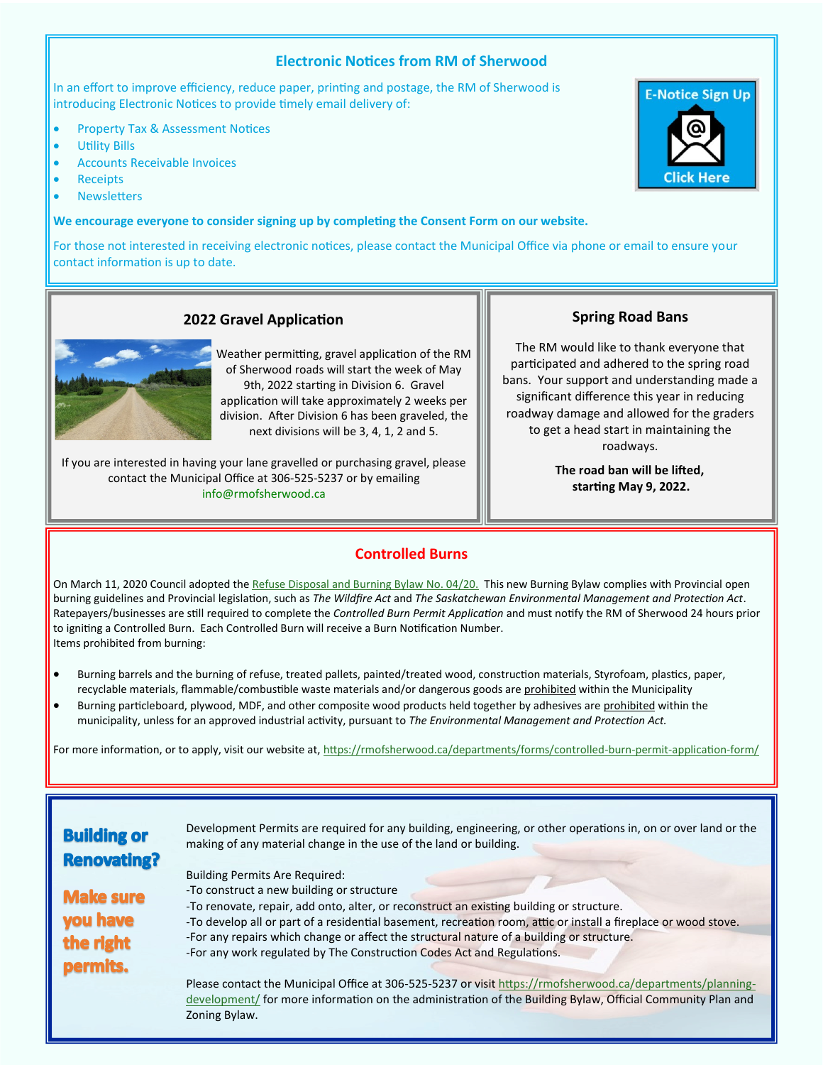## Electronic Notices from RM of Sherwood

In an effort to improve efficiency, reduce paper, printing and postage, the RM of Sherwood is introducing Electronic Notices to provide timely email delivery of:

- Property Tax & Assessment Notices
- Utility Bills
- Accounts Receivable Invoices
- Receipts
- Newsletters

E-Notice Sign Up
Click Here

**We encourage everyone to consider signing up by completing the Consent Form on our website.**

For those not interested in receiving electronic notices, please contact the Municipal Office via phone or email to ensure your contact information is up to date.

## 2022 Gravel Application

Weather permitting, gravel application of the RM of Sherwood roads will start the week of May 9th, 2022 starting in Division 6. Gravel application will take approximately 2 weeks per division. After Division 6 has been graveled, the next divisions will be 3, 4, 1, 2 and 5.

If you are interested in having your lane gravelled or purchasing gravel, please contact the Municipal Office at 306-525-5237 or by emailing info@rmofsherwood.ca

## Spring Road Bans

The RM would like to thank everyone that participated and adhered to the spring road bans. Your support and understanding made a significant difference this year in reducing roadway damage and allowed for the graders to get a head start in maintaining the roadways.

**The road ban will be lifted, starting May 9, 2022.**

## Controlled Burns

On March 11, 2020 Council adopted the Refuse Disposal and Burning Bylaw No. 04/20. This new Burning Bylaw complies with Provincial open burning guidelines and Provincial legislation, such as *The Wildfire Act* and *The Saskatchewan Environmental Management and Protection Act*. Ratepayers/businesses are still required to complete the *Controlled Burn Permit Application* and must notify the RM of Sherwood 24 hours prior to igniting a Controlled Burn. Each Controlled Burn will receive a Burn Notification Number.
Items prohibited from burning:

- Burning barrels and the burning of refuse, treated pallets, painted/treated wood, construction materials, Styrofoam, plastics, paper, recyclable materials, flammable/combustible waste materials and/or dangerous goods are prohibited within the Municipality
- Burning particleboard, plywood, MDF, and other composite wood products held together by adhesives are prohibited within the municipality, unless for an approved industrial activity, pursuant to *The Environmental Management and Protection Act.*

For more information, or to apply, visit our website at, https://rmofsherwood.ca/departments/forms/controlled-burn-permit-application-form/

## Building or Renovating?

**Make sure you have the right permits.**

Development Permits are required for any building, engineering, or other operations in, on or over land or the making of any material change in the use of the land or building.

Building Permits Are Required:
-To construct a new building or structure
-To renovate, repair, add onto, alter, or reconstruct an existing building or structure.
-To develop all or part of a residential basement, recreation room, attic or install a fireplace or wood stove.
-For any repairs which change or affect the structural nature of a building or structure.
-For any work regulated by The Construction Codes Act and Regulations.

Please contact the Municipal Office at 306-525-5237 or visit https://rmofsherwood.ca/departments/planning-development/ for more information on the administration of the Building Bylaw, Official Community Plan and Zoning Bylaw.